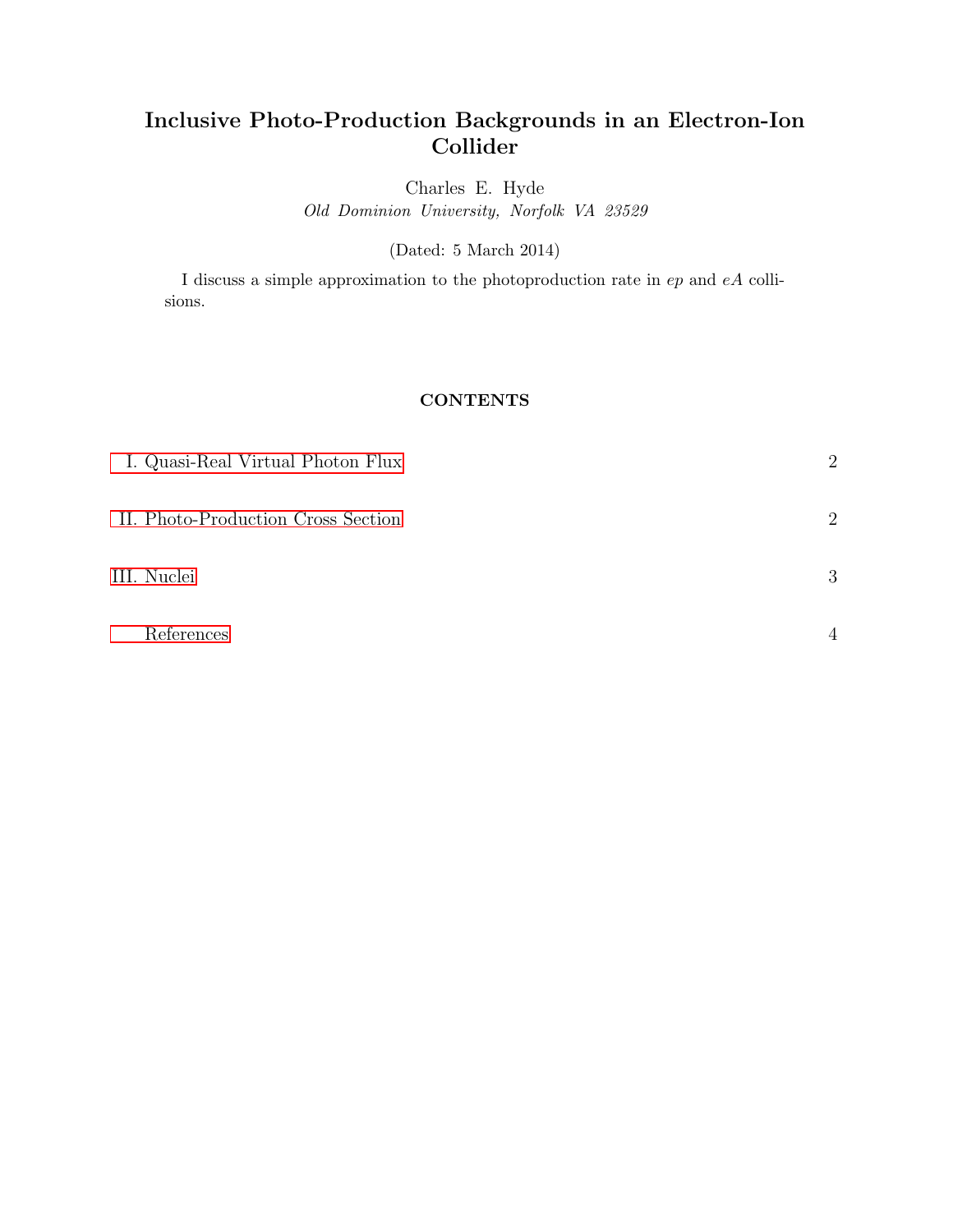# Inclusive Photo-Production Backgrounds in an Electron-Ion Collider

Charles E. Hyde

*Old Dominion University, Norfolk VA 23529*

(Dated: 5 March 2014)

I discuss a simple approximation to the photoproduction rate in $ep$ and $eA$ collisions.

## CONTENTS

| | |
|---|---|
| I. Quasi-Real Virtual Photon Flux | 2 |
| II. Photo-Production Cross Section | 2 |
| III. Nuclei | 3 |
| References | 4 |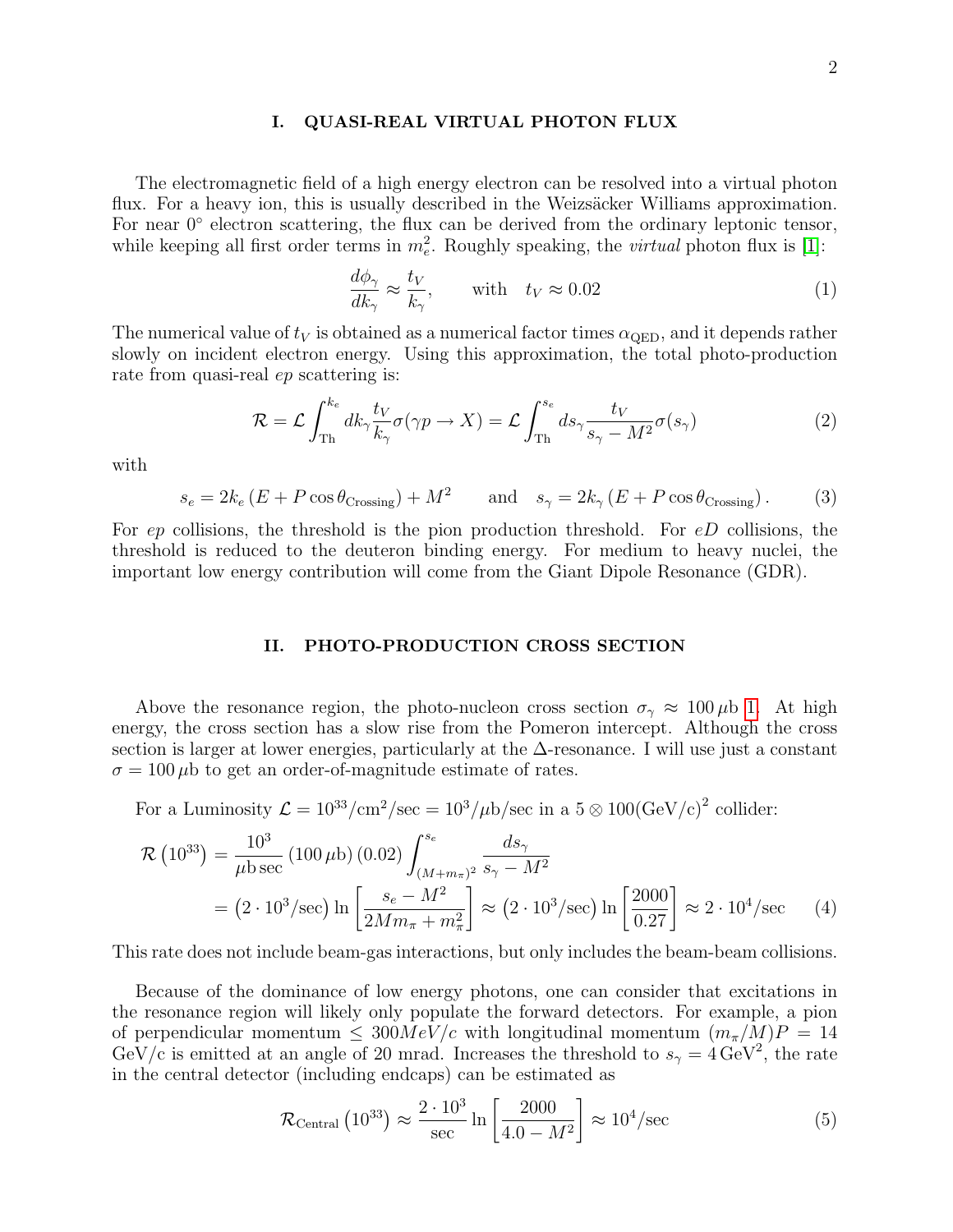## I. QUASI-REAL VIRTUAL PHOTON FLUX

The electromagnetic field of a high energy electron can be resolved into a virtual photon flux. For a heavy ion, this is usually described in the Weizsäcker Williams approximation. For near $0^\circ$ electron scattering, the flux can be derived from the ordinary leptonic tensor, while keeping all first order terms in $m_e^2$. Roughly speaking, the *virtual* photon flux is [1]:

$$\frac{d\phi_\gamma}{dk_\gamma} \approx \frac{t_V}{k_\gamma}, \qquad \text{with} \quad t_V \approx 0.02 \tag{1}$$

The numerical value of $t_V$ is obtained as a numerical factor times $\alpha_{\rm QED}$, and it depends rather slowly on incident electron energy. Using this approximation, the total photo-production rate from quasi-real *ep* scattering is:

$$\mathcal{R} = \mathcal{L}\int_{\rm Th}^{k_e} dk_\gamma \frac{t_V}{k_\gamma}\sigma(\gamma p \to X) = \mathcal{L}\int_{\rm Th}^{s_e} ds_\gamma \frac{t_V}{s_\gamma - M^2}\sigma(s_\gamma) \tag{2}$$

with

$$s_e = 2k_e\left(E + P\cos\theta_{\rm Crossing}\right) + M^2 \qquad \text{and} \quad s_\gamma = 2k_\gamma\left(E + P\cos\theta_{\rm Crossing}\right). \tag{3}$$

For *ep* collisions, the threshold is the pion production threshold. For *eD* collisions, the threshold is reduced to the deuteron binding energy. For medium to heavy nuclei, the important low energy contribution will come from the Giant Dipole Resonance (GDR).

## II. PHOTO-PRODUCTION CROSS SECTION

Above the resonance region, the photo-nucleon cross section $\sigma_\gamma \approx 100\,\mu$b 1. At high energy, the cross section has a slow rise from the Pomeron intercept. Although the cross section is larger at lower energies, particularly at the $\Delta$-resonance. I will use just a constant $\sigma = 100\,\mu$b to get an order-of-magnitude estimate of rates.

For a Luminosity $\mathcal{L} = 10^{33}/\text{cm}^2/\text{sec} = 10^3/\mu\text{b/sec}$ in a $5 \otimes 100(\text{GeV/c})^2$ collider:

$$\begin{aligned}
\mathcal{R}\left(10^{33}\right) &= \frac{10^3}{\mu\text{b sec}}\left(100\,\mu\text{b}\right)(0.02)\int_{(M+m_\pi)^2}^{s_e} \frac{ds_\gamma}{s_\gamma - M^2} \\
&= \left(2\cdot 10^3/\text{sec}\right)\ln\left[\frac{s_e - M^2}{2Mm_\pi + m_\pi^2}\right] \approx \left(2\cdot 10^3/\text{sec}\right)\ln\left[\frac{2000}{0.27}\right] \approx 2\cdot 10^4/\text{sec}
\end{aligned} \tag{4}$$

This rate does not include beam-gas interactions, but only includes the beam-beam collisions.

Because of the dominance of low energy photons, one can consider that excitations in the resonance region will likely only populate the forward detectors. For example, a pion of perpendicular momentum $\leq 300 MeV/c$ with longitudinal momentum $(m_\pi/M)P = 14$ GeV/c is emitted at an angle of 20 mrad. Increases the threshold to $s_\gamma = 4\,\text{GeV}^2$, the rate in the central detector (including endcaps) can be estimated as

$$\mathcal{R}_{\rm Central}\left(10^{33}\right) \approx \frac{2\cdot 10^3}{\text{sec}}\ln\left[\frac{2000}{4.0 - M^2}\right] \approx 10^4/\text{sec} \tag{5}$$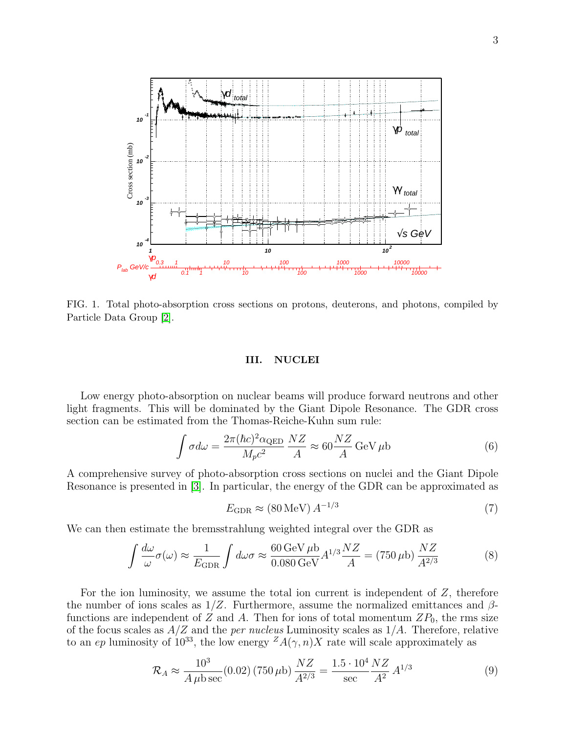FIG. 1. Total photo-absorption cross sections on protons, deuterons, and photons, compiled by Particle Data Group [2].

## III. NUCLEI

Low energy photo-absorption on nuclear beams will produce forward neutrons and other light fragments. This will be dominated by the Giant Dipole Resonance. The GDR cross section can be estimated from the Thomas-Reiche-Kuhn sum rule:

$$\int \sigma d\omega = \frac{2\pi(\hbar c)^2 \alpha_{\rm QED}}{M_p c^2}\,\frac{NZ}{A} \approx 60\frac{NZ}{A}\,{\rm GeV}\,\mu{\rm b} \tag{6}$$

A comprehensive survey of photo-absorption cross sections on nuclei and the Giant Dipole Resonance is presented in [3]. In particular, the energy of the GDR can be approximated as

$$E_{\rm GDR} \approx (80\,{\rm MeV})\,A^{-1/3} \tag{7}$$

We can then estimate the bremsstrahlung weighted integral over the GDR as

$$\int \frac{d\omega}{\omega}\sigma(\omega) \approx \frac{1}{E_{\rm GDR}}\int d\omega\sigma \approx \frac{60\,{\rm GeV}\,\mu{\rm b}}{0.080\,{\rm GeV}}A^{1/3}\frac{NZ}{A} = (750\,\mu{\rm b})\,\frac{NZ}{A^{2/3}} \tag{8}$$

For the ion luminosity, we assume the total ion current is independent of $Z$, therefore the number of ions scales as $1/Z$. Furthermore, assume the normalized emittances and $\beta$-functions are independent of $Z$ and $A$. Then for ions of total momentum $ZP_0$, the rms size of the focus scales as $A/Z$ and the *per nucleus* Luminosity scales as $1/A$. Therefore, relative to an $ep$ luminosity of $10^{33}$, the low energy ${}^{Z}A(\gamma,n)X$ rate will scale approximately as

$$\mathcal{R}_A \approx \frac{10^3}{A\,\mu{\rm b}\,{\rm sec}}(0.02)\,(750\,\mu{\rm b})\,\frac{NZ}{A^{2/3}} = \frac{1.5\cdot 10^4}{\rm sec}\frac{NZ}{A^2}\,A^{1/3} \tag{9}$$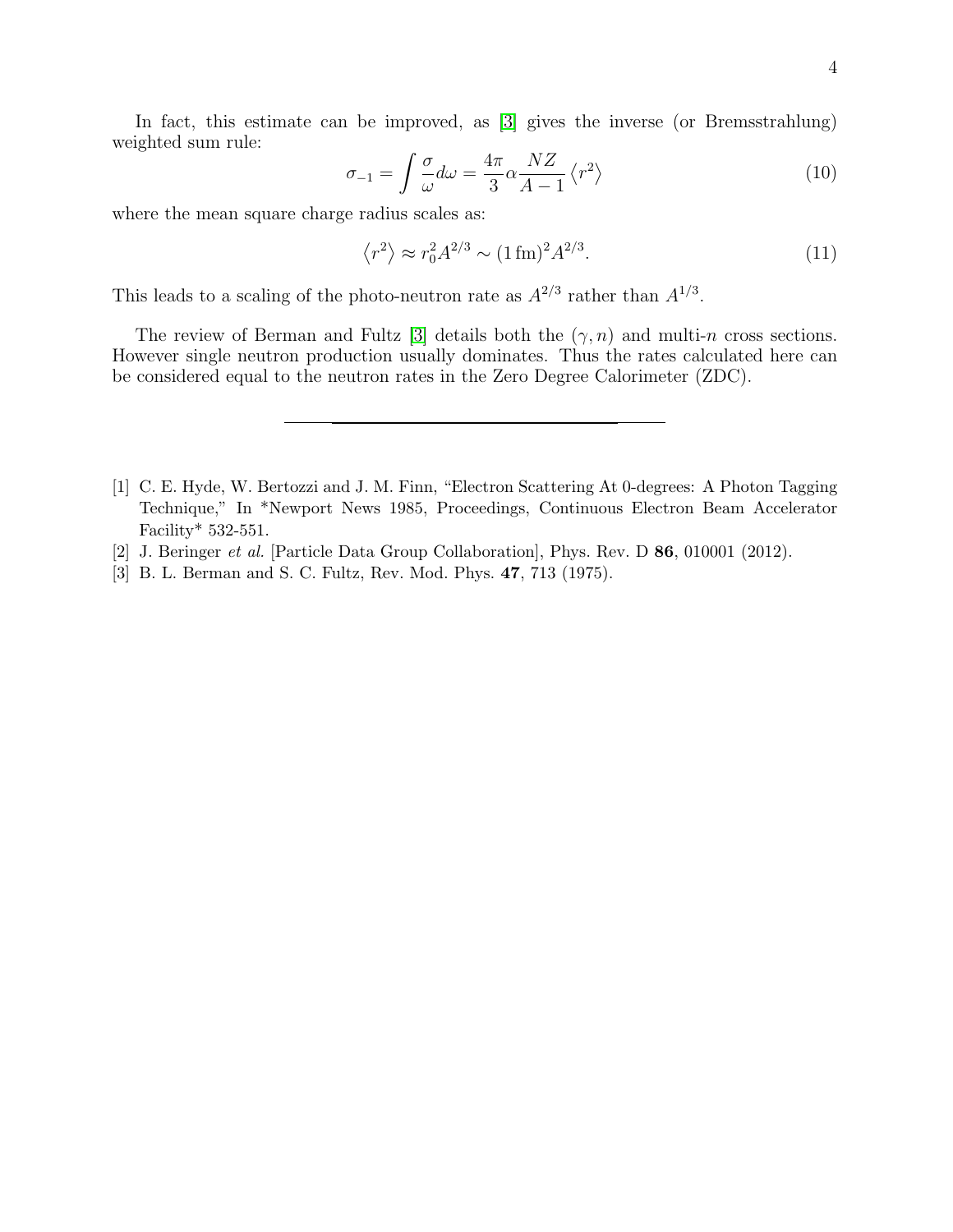In fact, this estimate can be improved, as [3] gives the inverse (or Bremsstrahlung) weighted sum rule:

$$\sigma_{-1} = \int \frac{\sigma}{\omega} d\omega = \frac{4\pi}{3} \alpha \frac{NZ}{A-1} \left\langle r^2 \right\rangle \tag{10}$$

where the mean square charge radius scales as:

$$\left\langle r^2 \right\rangle \approx r_0^2 A^{2/3} \sim (1\,\mathrm{fm})^2 A^{2/3}. \tag{11}$$

This leads to a scaling of the photo-neutron rate as $A^{2/3}$ rather than $A^{1/3}$.

The review of Berman and Fultz [3] details both the $(\gamma, n)$ and multi-$n$ cross sections. However single neutron production usually dominates. Thus the rates calculated here can be considered equal to the neutron rates in the Zero Degree Calorimeter (ZDC).

---

[1] C. E. Hyde, W. Bertozzi and J. M. Finn, "Electron Scattering At 0-degrees: A Photon Tagging Technique," In *Newport News 1985, Proceedings, Continuous Electron Beam Accelerator Facility* 532-551.

[2] J. Beringer *et al.* [Particle Data Group Collaboration], Phys. Rev. D **86**, 010001 (2012).

[3] B. L. Berman and S. C. Fultz, Rev. Mod. Phys. **47**, 713 (1975).